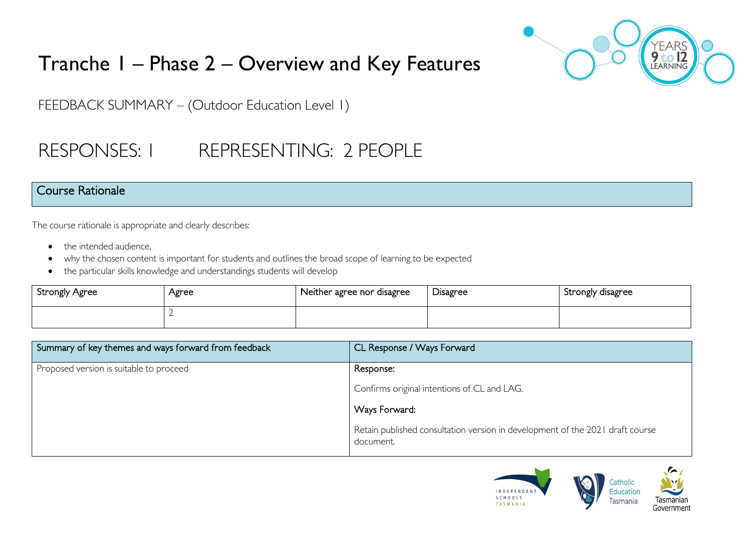# Tranche 1 – Phase 2 – Overview and Key Features

FEEDBACK SUMMARY – (Outdoor Education Level 1)

## RESPONSES: 1 REPRESENTING: 2 PEOPLE

## Course Rationale

The course rationale is appropriate and clearly describes:

- the intended audience,
- why the chosen content is important for students and outlines the broad scope of learning to be expected
- the particular skills knowledge and understandings students will develop

| Strongly Agree | Agree | Neither agree nor disagree | Disagree | Strongly disagree |
|---|---|---|---|---|
| | 2 | | | |

| Summary of key themes and ways forward from feedback | CL Response / Ways Forward |
|---|---|
| Proposed version is suitable to proceed | Response:<br><br>Confirms original intentions of CL and LAG.<br><br>Ways Forward:<br><br>Retain published consultation version in development of the 2021 draft course document. |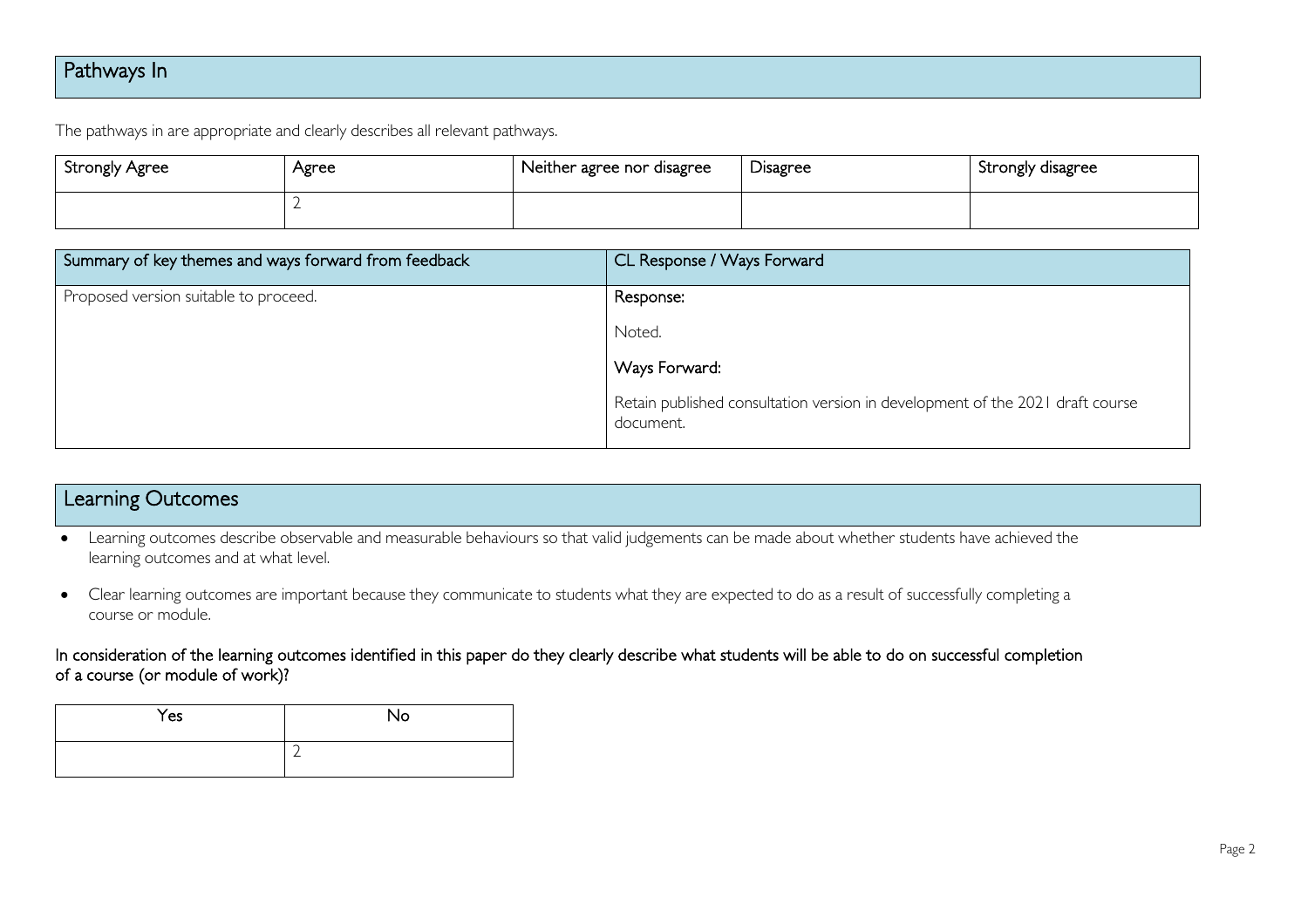## Pathways In

The pathways in are appropriate and clearly describes all relevant pathways.

| Strongly Agree | Agree | Neither agree nor disagree | Disagree | Strongly disagree |
|---|---|---|---|---|
| | 2 | | | |

| Summary of key themes and ways forward from feedback | CL Response / Ways Forward |
|---|---|
| Proposed version suitable to proceed. | Response:<br><br>Noted.<br><br>Ways Forward:<br><br>Retain published consultation version in development of the 2021 draft course document. |

## Learning Outcomes

- Learning outcomes describe observable and measurable behaviours so that valid judgements can be made about whether students have achieved the learning outcomes and at what level.
- Clear learning outcomes are important because they communicate to students what they are expected to do as a result of successfully completing a course or module.

In consideration of the learning outcomes identified in this paper do they clearly describe what students will be able to do on successful completion of a course (or module of work)?

| Yes | No |
|---|---|
| | 2 |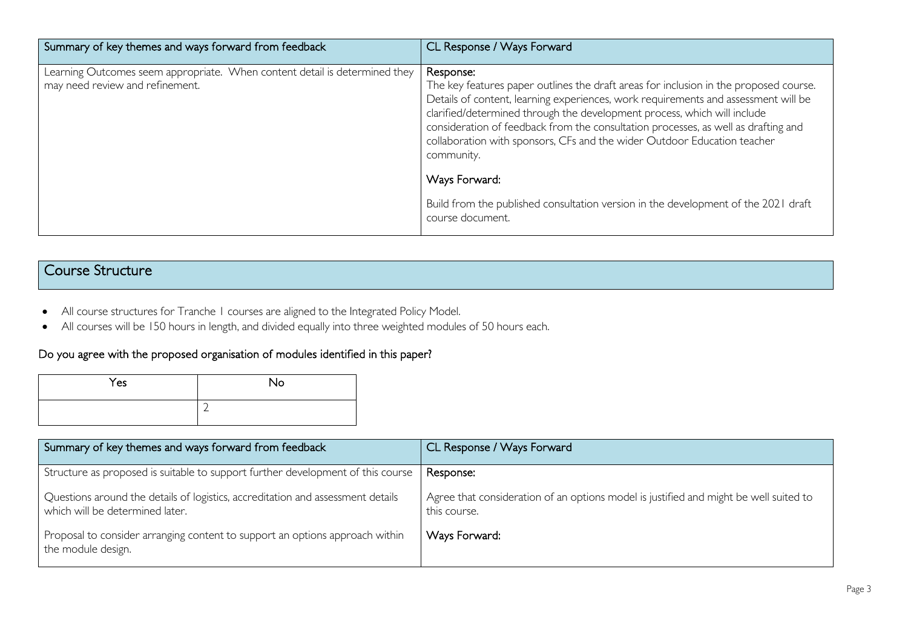| Summary of key themes and ways forward from feedback | CL Response / Ways Forward |
| --- | --- |
| Learning Outcomes seem appropriate. When content detail is determined they may need review and refinement. | **Response:**<br>The key features paper outlines the draft areas for inclusion in the proposed course. Details of content, learning experiences, work requirements and assessment will be clarified/determined through the development process, which will include consideration of feedback from the consultation processes, as well as drafting and collaboration with sponsors, CFs and the wider Outdoor Education teacher community.<br><br>**Ways Forward:**<br><br>Build from the published consultation version in the development of the 2021 draft course document. |

## Course Structure

- All course structures for Tranche 1 courses are aligned to the Integrated Policy Model.
- All courses will be 150 hours in length, and divided equally into three weighted modules of 50 hours each.

### Do you agree with the proposed organisation of modules identified in this paper?

| Yes | No |
| --- | --- |
| | 2 |

| Summary of key themes and ways forward from feedback | CL Response / Ways Forward |
| --- | --- |
| Structure as proposed is suitable to support further development of this course<br><br>Questions around the details of logistics, accreditation and assessment details which will be determined later.<br><br>Proposal to consider arranging content to support an options approach within the module design. | **Response:**<br><br>Agree that consideration of an options model is justified and might be well suited to this course.<br><br>**Ways Forward:** |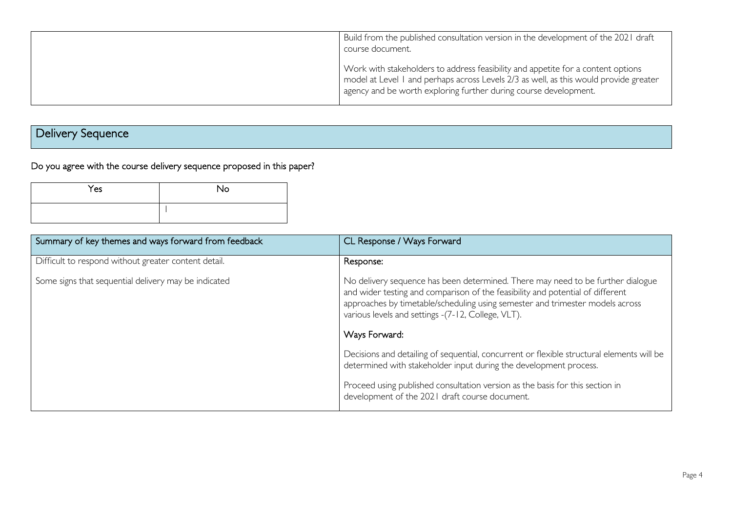| | |
|---|---|
| | Build from the published consultation version in the development of the 2021 draft course document.<br><br>Work with stakeholders to address feasibility and appetite for a content options model at Level 1 and perhaps across Levels 2/3 as well, as this would provide greater agency and be worth exploring further during course development. |

## Delivery Sequence

Do you agree with the course delivery sequence proposed in this paper?

| Yes | No |
|---|---|
| | 1 |

| Summary of key themes and ways forward from feedback | CL Response / Ways Forward |
|---|---|
| Difficult to respond without greater content detail.<br><br>Some signs that sequential delivery may be indicated | Response:<br><br>No delivery sequence has been determined. There may need to be further dialogue and wider testing and comparison of the feasibility and potential of different approaches by timetable/scheduling using semester and trimester models across various levels and settings -(7-12, College, VLT).<br><br>Ways Forward:<br><br>Decisions and detailing of sequential, concurrent or flexible structural elements will be determined with stakeholder input during the development process.<br><br>Proceed using published consultation version as the basis for this section in development of the 2021 draft course document. |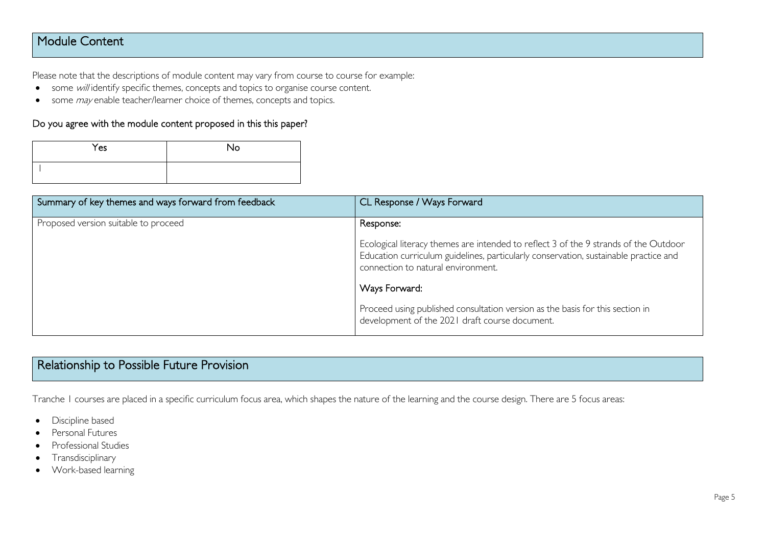## Module Content

Please note that the descriptions of module content may vary from course to course for example:

- some *will* identify specific themes, concepts and topics to organise course content.
- some *may* enable teacher/learner choice of themes, concepts and topics.

### Do you agree with the module content proposed in this this paper?

| Yes | No |
| --- | --- |
| 1 | |

| Summary of key themes and ways forward from feedback | CL Response / Ways Forward |
| --- | --- |
| Proposed version suitable to proceed | **Response:**<br><br>Ecological literacy themes are intended to reflect 3 of the 9 strands of the Outdoor Education curriculum guidelines, particularly conservation, sustainable practice and connection to natural environment.<br><br>**Ways Forward:**<br><br>Proceed using published consultation version as the basis for this section in development of the 2021 draft course document. |

## Relationship to Possible Future Provision

Tranche 1 courses are placed in a specific curriculum focus area, which shapes the nature of the learning and the course design. There are 5 focus areas:

- Discipline based
- Personal Futures
- Professional Studies
- Transdisciplinary
- Work-based learning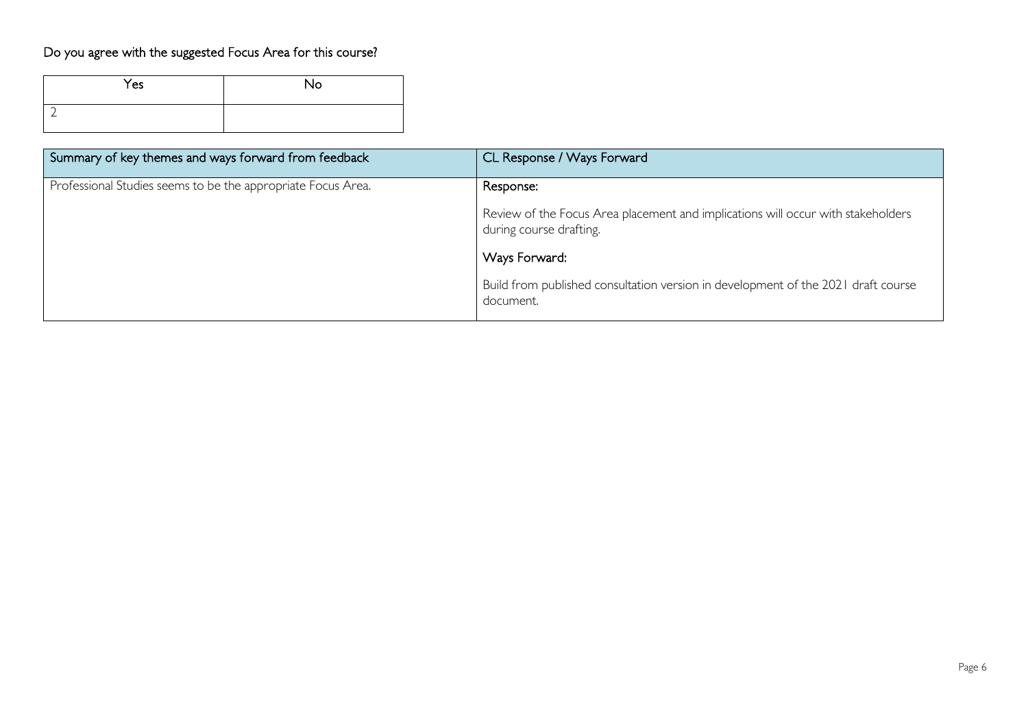Do you agree with the suggested Focus Area for this course?

| Yes | No |
|---|---|
| 2 | |

| Summary of key themes and ways forward from feedback | CL Response / Ways Forward |
|---|---|
| Professional Studies seems to be the appropriate Focus Area. | Response:<br><br>Review of the Focus Area placement and implications will occur with stakeholders during course drafting.<br><br>Ways Forward:<br><br>Build from published consultation version in development of the 2021 draft course document. |